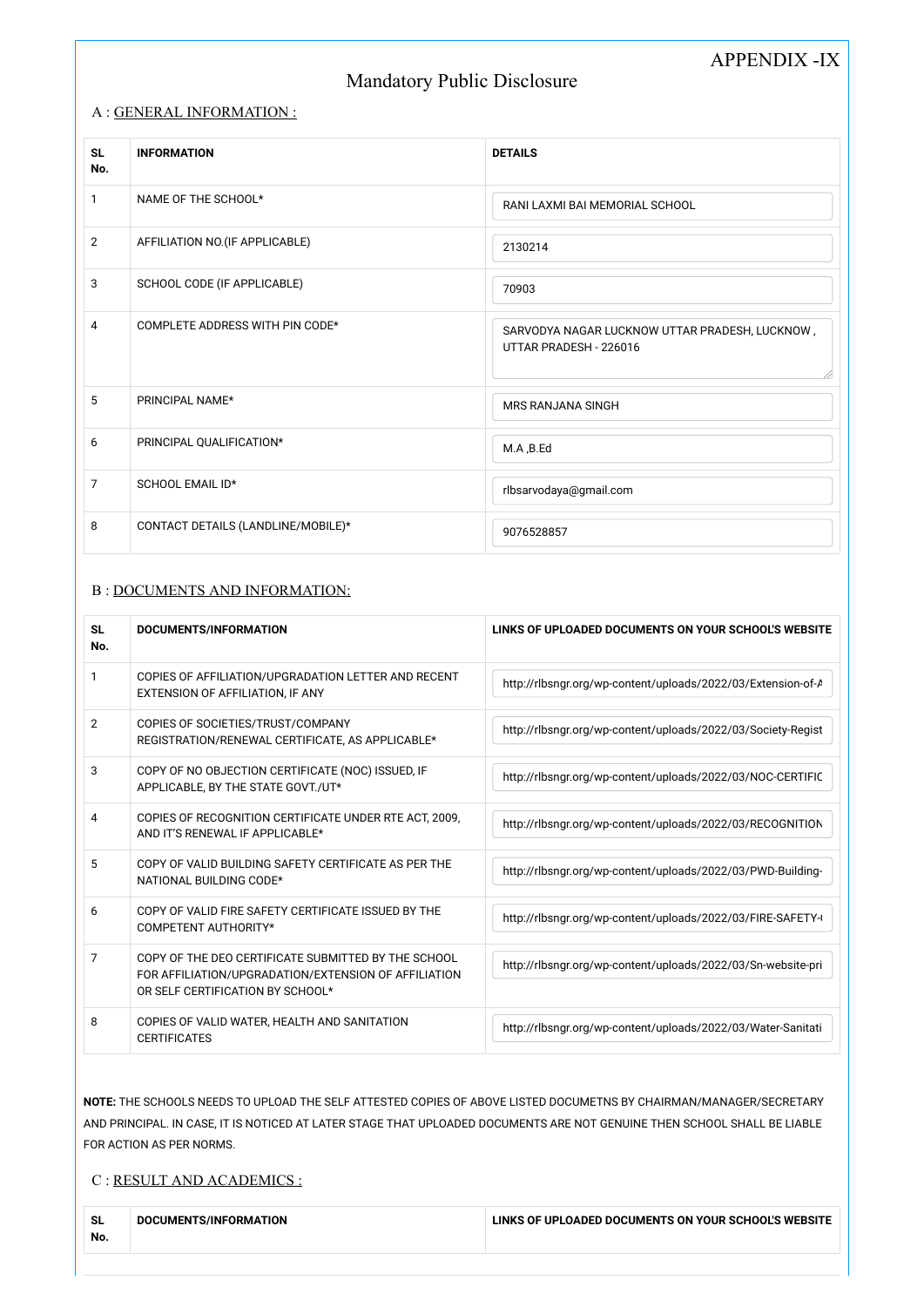APPENDIX -IX

# Mandatory Public Disclosure

## A : GENERAL INFORMATION :

| SL No. | INFORMATION | DETAILS |
|---|---|---|
| 1 | NAME OF THE SCHOOL* | RANI LAXMI BAI MEMORIAL SCHOOL |
| 2 | AFFILIATION NO.(IF APPLICABLE) | 2130214 |
| 3 | SCHOOL CODE (IF APPLICABLE) | 70903 |
| 4 | COMPLETE ADDRESS WITH PIN CODE* | SARVODYA NAGAR LUCKNOW UTTAR PRADESH, LUCKNOW , UTTAR PRADESH - 226016 |
| 5 | PRINCIPAL NAME* | MRS RANJANA SINGH |
| 6 | PRINCIPAL QUALIFICATION* | M.A ,B.Ed |
| 7 | SCHOOL EMAIL ID* | rlbsarvodaya@gmail.com |
| 8 | CONTACT DETAILS (LANDLINE/MOBILE)* | 9076528857 |

## B : DOCUMENTS AND INFORMATION:

| SL No. | DOCUMENTS/INFORMATION | LINKS OF UPLOADED DOCUMENTS ON YOUR SCHOOL'S WEBSITE |
|---|---|---|
| 1 | COPIES OF AFFILIATION/UPGRADATION LETTER AND RECENT EXTENSION OF AFFILIATION, IF ANY | http://rlbsngr.org/wp-content/uploads/2022/03/Extension-of-A |
| 2 | COPIES OF SOCIETIES/TRUST/COMPANY REGISTRATION/RENEWAL CERTIFICATE, AS APPLICABLE* | http://rlbsngr.org/wp-content/uploads/2022/03/Society-Regist |
| 3 | COPY OF NO OBJECTION CERTIFICATE (NOC) ISSUED, IF APPLICABLE, BY THE STATE GOVT./UT* | http://rlbsngr.org/wp-content/uploads/2022/03/NOC-CERTIFIC |
| 4 | COPIES OF RECOGNITION CERTIFICATE UNDER RTE ACT, 2009, AND IT'S RENEWAL IF APPLICABLE* | http://rlbsngr.org/wp-content/uploads/2022/03/RECOGNITION |
| 5 | COPY OF VALID BUILDING SAFETY CERTIFICATE AS PER THE NATIONAL BUILDING CODE* | http://rlbsngr.org/wp-content/uploads/2022/03/PWD-Building- |
| 6 | COPY OF VALID FIRE SAFETY CERTIFICATE ISSUED BY THE COMPETENT AUTHORITY* | http://rlbsngr.org/wp-content/uploads/2022/03/FIRE-SAFETY- |
| 7 | COPY OF THE DEO CERTIFICATE SUBMITTED BY THE SCHOOL FOR AFFILIATION/UPGRADATION/EXTENSION OF AFFILIATION OR SELF CERTIFICATION BY SCHOOL* | http://rlbsngr.org/wp-content/uploads/2022/03/Sn-website-pri |
| 8 | COPIES OF VALID WATER, HEALTH AND SANITATION CERTIFICATES | http://rlbsngr.org/wp-content/uploads/2022/03/Water-Sanitati |

**NOTE:** THE SCHOOLS NEEDS TO UPLOAD THE SELF ATTESTED COPIES OF ABOVE LISTED DOCUMETNS BY CHAIRMAN/MANAGER/SECRETARY AND PRINCIPAL. IN CASE, IT IS NOTICED AT LATER STAGE THAT UPLOADED DOCUMENTS ARE NOT GENUINE THEN SCHOOL SHALL BE LIABLE FOR ACTION AS PER NORMS.

## C : RESULT AND ACADEMICS :

| SL No. | DOCUMENTS/INFORMATION | LINKS OF UPLOADED DOCUMENTS ON YOUR SCHOOL'S WEBSITE |
|---|---|---|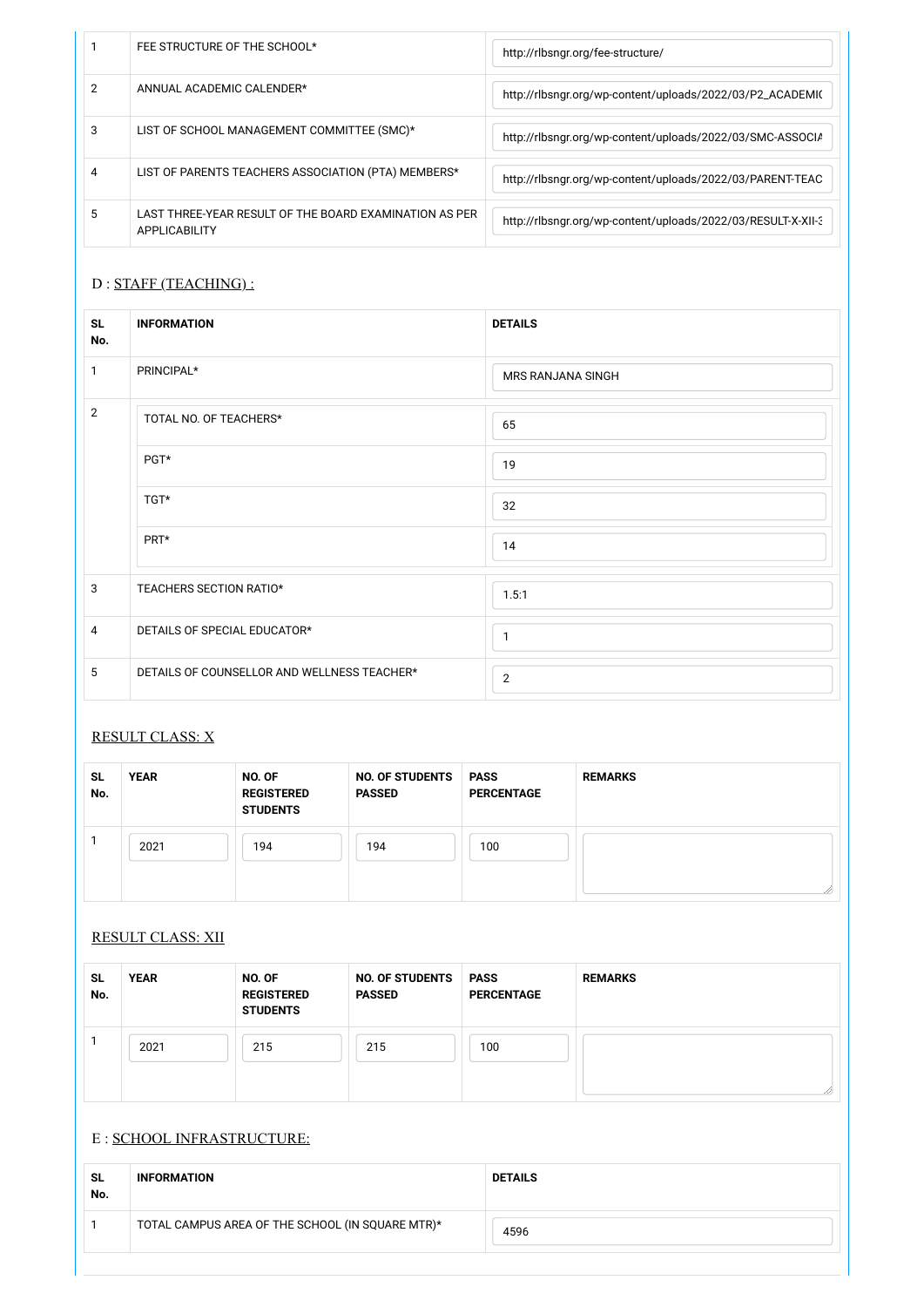| | | |
|---|---|---|
| 1 | FEE STRUCTURE OF THE SCHOOL* | http://rlbsngr.org/fee-structure/ |
| 2 | ANNUAL ACADEMIC CALENDER* | http://rlbsngr.org/wp-content/uploads/2022/03/P2_ACADEMI( |
| 3 | LIST OF SCHOOL MANAGEMENT COMMITTEE (SMC)* | http://rlbsngr.org/wp-content/uploads/2022/03/SMC-ASSOCIA |
| 4 | LIST OF PARENTS TEACHERS ASSOCIATION (PTA) MEMBERS* | http://rlbsngr.org/wp-content/uploads/2022/03/PARENT-TEAC |
| 5 | LAST THREE-YEAR RESULT OF THE BOARD EXAMINATION AS PER APPLICABILITY | http://rlbsngr.org/wp-content/uploads/2022/03/RESULT-X-XII-3 |

## D : STAFF (TEACHING) :

| SL No. | INFORMATION | DETAILS |
|---|---|---|
| 1 | PRINCIPAL* | MRS RANJANA SINGH |
| 2 | TOTAL NO. OF TEACHERS* | 65 |
| | PGT* | 19 |
| | TGT* | 32 |
| | PRT* | 14 |
| 3 | TEACHERS SECTION RATIO* | 1.5:1 |
| 4 | DETAILS OF SPECIAL EDUCATOR* | 1 |
| 5 | DETAILS OF COUNSELLOR AND WELLNESS TEACHER* | 2 |

## RESULT CLASS: X

| SL No. | YEAR | NO. OF REGISTERED STUDENTS | NO. OF STUDENTS PASSED | PASS PERCENTAGE | REMARKS |
|---|---|---|---|---|---|
| 1 | 2021 | 194 | 194 | 100 | |

## RESULT CLASS: XII

| SL No. | YEAR | NO. OF REGISTERED STUDENTS | NO. OF STUDENTS PASSED | PASS PERCENTAGE | REMARKS |
|---|---|---|---|---|---|
| 1 | 2021 | 215 | 215 | 100 | |

## E : SCHOOL INFRASTRUCTURE:

| SL No. | INFORMATION | DETAILS |
|---|---|---|
| 1 | TOTAL CAMPUS AREA OF THE SCHOOL (IN SQUARE MTR)* | 4596 |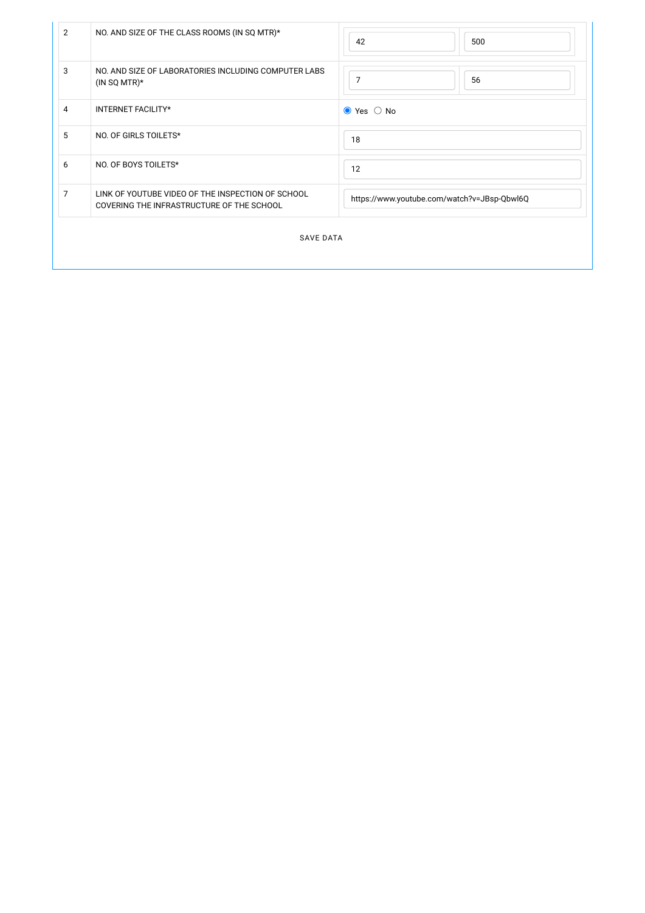| | | | |
|---|---|---|---|
| 2 | NO. AND SIZE OF THE CLASS ROOMS (IN SQ MTR)* | 42 | 500 |
| 3 | NO. AND SIZE OF LABORATORIES INCLUDING COMPUTER LABS (IN SQ MTR)* | 7 | 56 |
| 4 | INTERNET FACILITY* | ◉ Yes ○ No | |
| 5 | NO. OF GIRLS TOILETS* | 18 | |
| 6 | NO. OF BOYS TOILETS* | 12 | |
| 7 | LINK OF YOUTUBE VIDEO OF THE INSPECTION OF SCHOOL COVERING THE INFRASTRUCTURE OF THE SCHOOL | https://www.youtube.com/watch?v=JBsp-Qbwl6Q | |

SAVE DATA